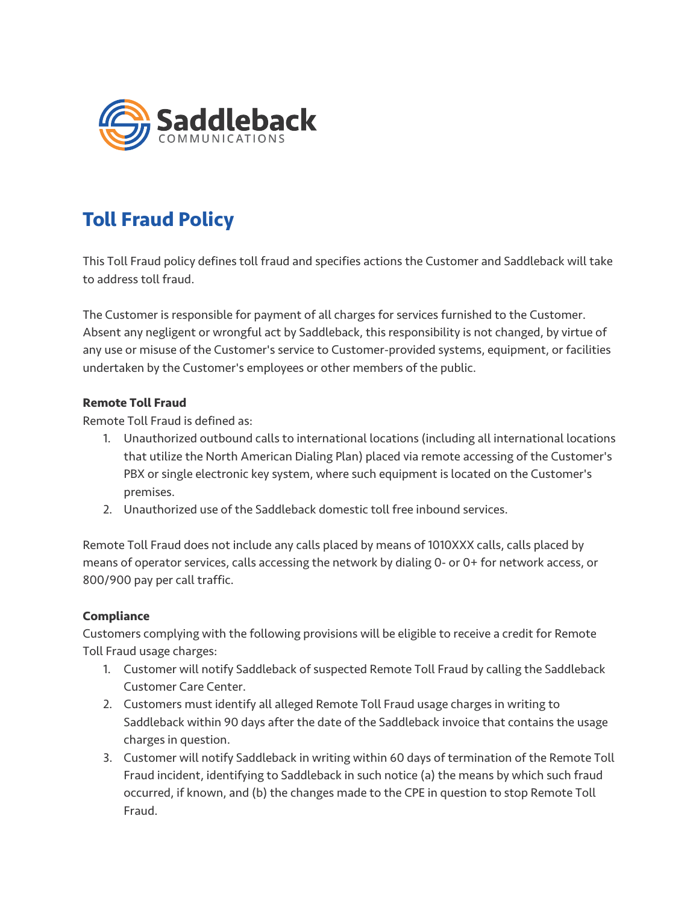Saddleback
COMMUNICATIONS

# Toll Fraud Policy

This Toll Fraud policy defines toll fraud and specifies actions the Customer and Saddleback will take to address toll fraud.

The Customer is responsible for payment of all charges for services furnished to the Customer. Absent any negligent or wrongful act by Saddleback, this responsibility is not changed, by virtue of any use or misuse of the Customer's service to Customer-provided systems, equipment, or facilities undertaken by the Customer's employees or other members of the public.

**Remote Toll Fraud**

Remote Toll Fraud is defined as:

1. Unauthorized outbound calls to international locations (including all international locations that utilize the North American Dialing Plan) placed via remote accessing of the Customer's PBX or single electronic key system, where such equipment is located on the Customer's premises.
2. Unauthorized use of the Saddleback domestic toll free inbound services.

Remote Toll Fraud does not include any calls placed by means of 1010XXX calls, calls placed by means of operator services, calls accessing the network by dialing 0- or 0+ for network access, or 800/900 pay per call traffic.

**Compliance**

Customers complying with the following provisions will be eligible to receive a credit for Remote Toll Fraud usage charges:

1. Customer will notify Saddleback of suspected Remote Toll Fraud by calling the Saddleback Customer Care Center.
2. Customers must identify all alleged Remote Toll Fraud usage charges in writing to Saddleback within 90 days after the date of the Saddleback invoice that contains the usage charges in question.
3. Customer will notify Saddleback in writing within 60 days of termination of the Remote Toll Fraud incident, identifying to Saddleback in such notice (a) the means by which such fraud occurred, if known, and (b) the changes made to the CPE in question to stop Remote Toll Fraud.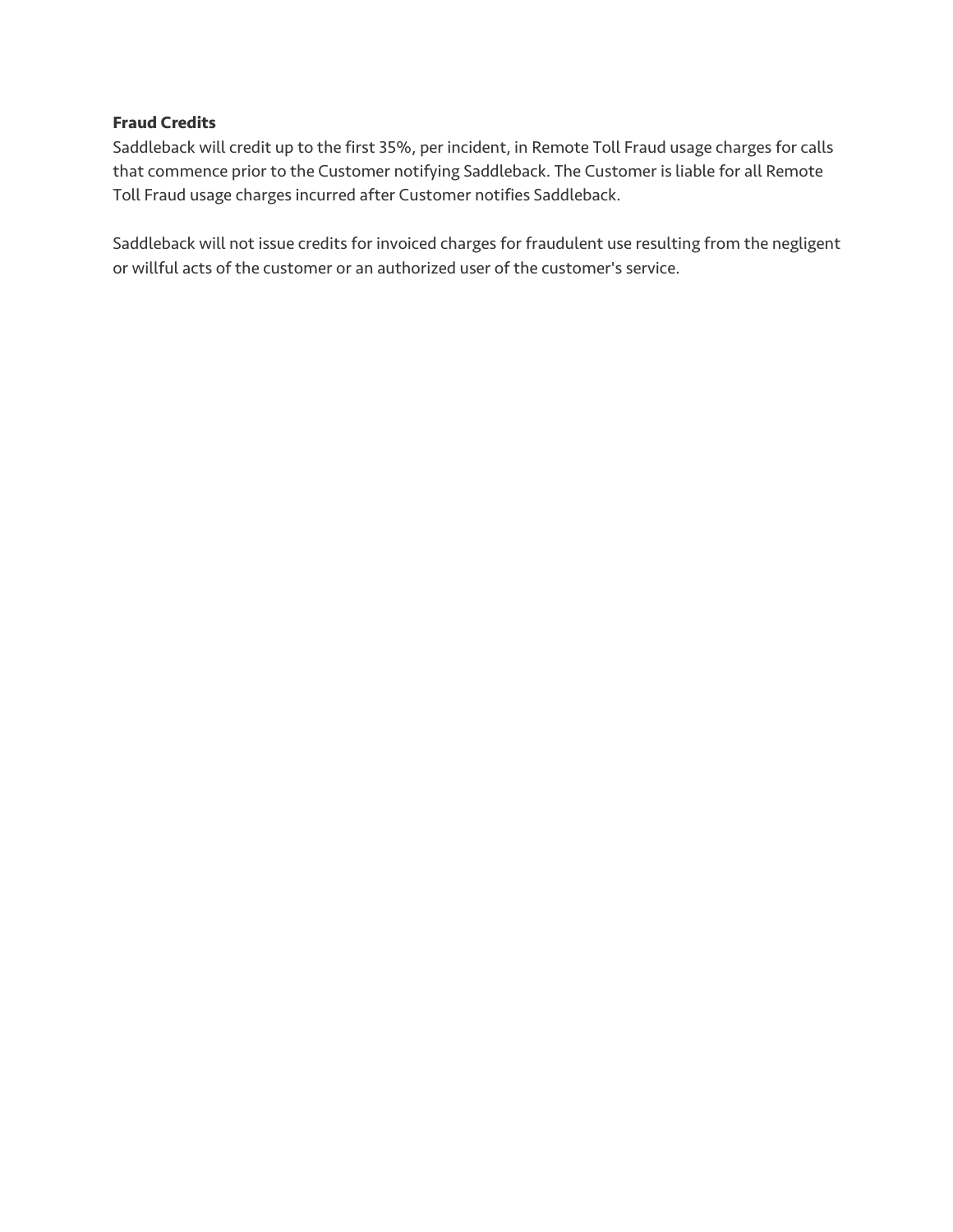**Fraud Credits**

Saddleback will credit up to the first 35%, per incident, in Remote Toll Fraud usage charges for calls that commence prior to the Customer notifying Saddleback. The Customer is liable for all Remote Toll Fraud usage charges incurred after Customer notifies Saddleback.

Saddleback will not issue credits for invoiced charges for fraudulent use resulting from the negligent or willful acts of the customer or an authorized user of the customer's service.